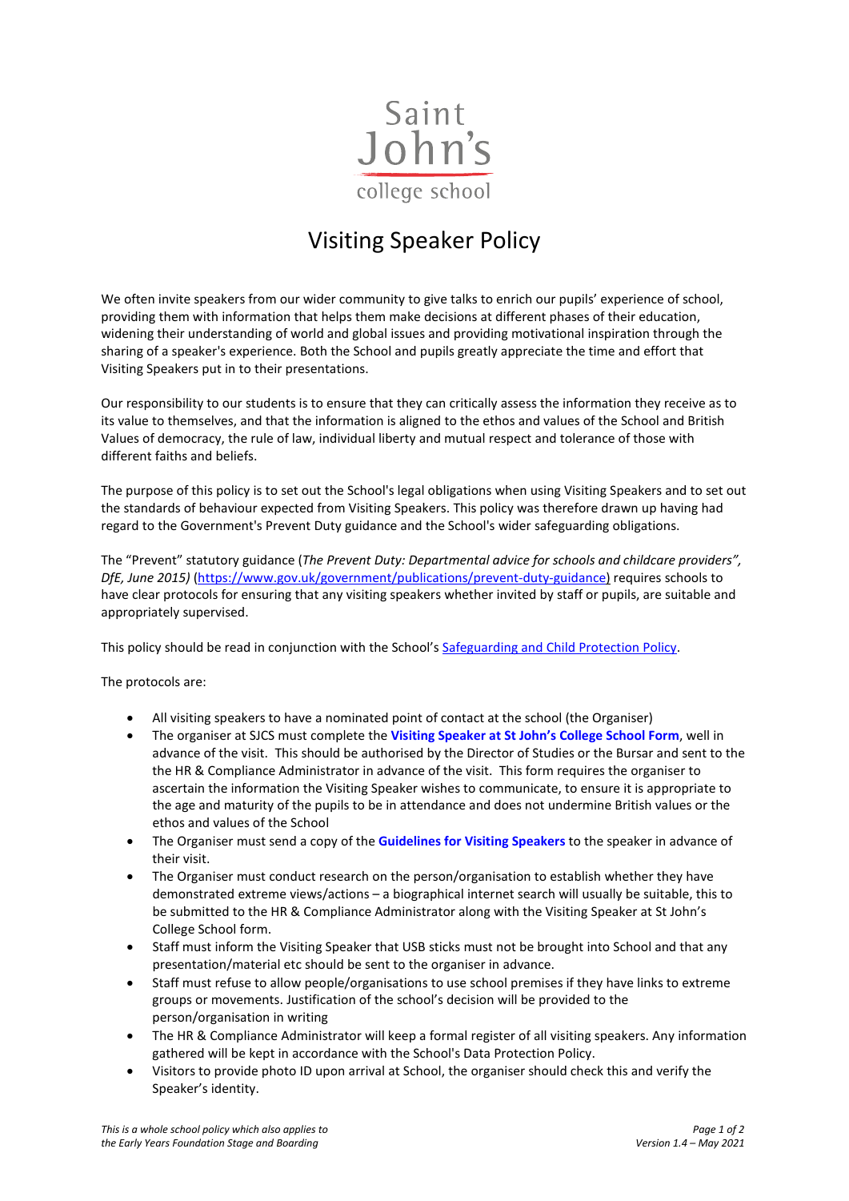Saint John's college school

# Visiting Speaker Policy

We often invite speakers from our wider community to give talks to enrich our pupils' experience of school, providing them with information that helps them make decisions at different phases of their education, widening their understanding of world and global issues and providing motivational inspiration through the sharing of a speaker's experience. Both the School and pupils greatly appreciate the time and effort that Visiting Speakers put in to their presentations.

Our responsibility to our students is to ensure that they can critically assess the information they receive as to its value to themselves, and that the information is aligned to the ethos and values of the School and British Values of democracy, the rule of law, individual liberty and mutual respect and tolerance of those with different faiths and beliefs.

The purpose of this policy is to set out the School's legal obligations when using Visiting Speakers and to set out the standards of behaviour expected from Visiting Speakers. This policy was therefore drawn up having had regard to the Government's Prevent Duty guidance and the School's wider safeguarding obligations.

The "Prevent" statutory guidance (*The Prevent Duty: Departmental advice for schools and childcare providers", DfE, June 2015)* (https://www.gov.uk/government/publications/prevent-duty-guidance) requires schools to have clear protocols for ensuring that any visiting speakers whether invited by staff or pupils, are suitable and appropriately supervised.

This policy should be read in conjunction with the School's Safeguarding and Child Protection Policy.

The protocols are:

- All visiting speakers to have a nominated point of contact at the school (the Organiser)
- The organiser at SJCS must complete the **Visiting Speaker at St John's College School Form**, well in advance of the visit. This should be authorised by the Director of Studies or the Bursar and sent to the the HR & Compliance Administrator in advance of the visit. This form requires the organiser to ascertain the information the Visiting Speaker wishes to communicate, to ensure it is appropriate to the age and maturity of the pupils to be in attendance and does not undermine British values or the ethos and values of the School
- The Organiser must send a copy of the **Guidelines for Visiting Speakers** to the speaker in advance of their visit.
- The Organiser must conduct research on the person/organisation to establish whether they have demonstrated extreme views/actions – a biographical internet search will usually be suitable, this to be submitted to the HR & Compliance Administrator along with the Visiting Speaker at St John's College School form.
- Staff must inform the Visiting Speaker that USB sticks must not be brought into School and that any presentation/material etc should be sent to the organiser in advance.
- Staff must refuse to allow people/organisations to use school premises if they have links to extreme groups or movements. Justification of the school's decision will be provided to the person/organisation in writing
- The HR & Compliance Administrator will keep a formal register of all visiting speakers. Any information gathered will be kept in accordance with the School's Data Protection Policy.
- Visitors to provide photo ID upon arrival at School, the organiser should check this and verify the Speaker's identity.

*This is a whole school policy which also applies to the Early Years Foundation Stage and Boarding*

*Version 1.4 – May 2021*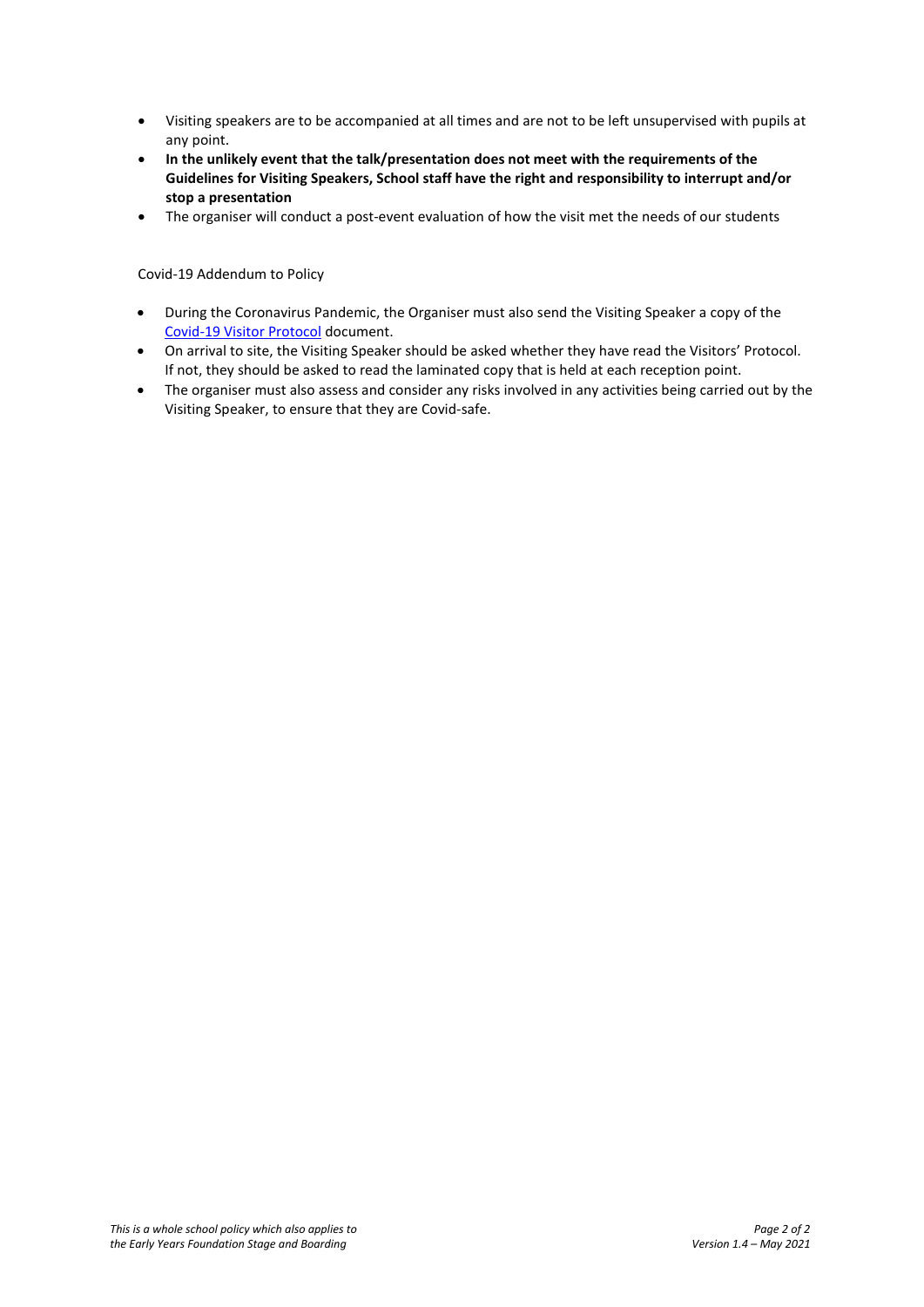- Visiting speakers are to be accompanied at all times and are not to be left unsupervised with pupils at any point.
- **In the unlikely event that the talk/presentation does not meet with the requirements of the Guidelines for Visiting Speakers, School staff have the right and responsibility to interrupt and/or stop a presentation**
- The organiser will conduct a post-event evaluation of how the visit met the needs of our students

Covid-19 Addendum to Policy

- During the Coronavirus Pandemic, the Organiser must also send the Visiting Speaker a copy of the Covid-19 Visitor Protocol document.
- On arrival to site, the Visiting Speaker should be asked whether they have read the Visitors' Protocol. If not, they should be asked to read the laminated copy that is held at each reception point.
- The organiser must also assess and consider any risks involved in any activities being carried out by the Visiting Speaker, to ensure that they are Covid-safe.